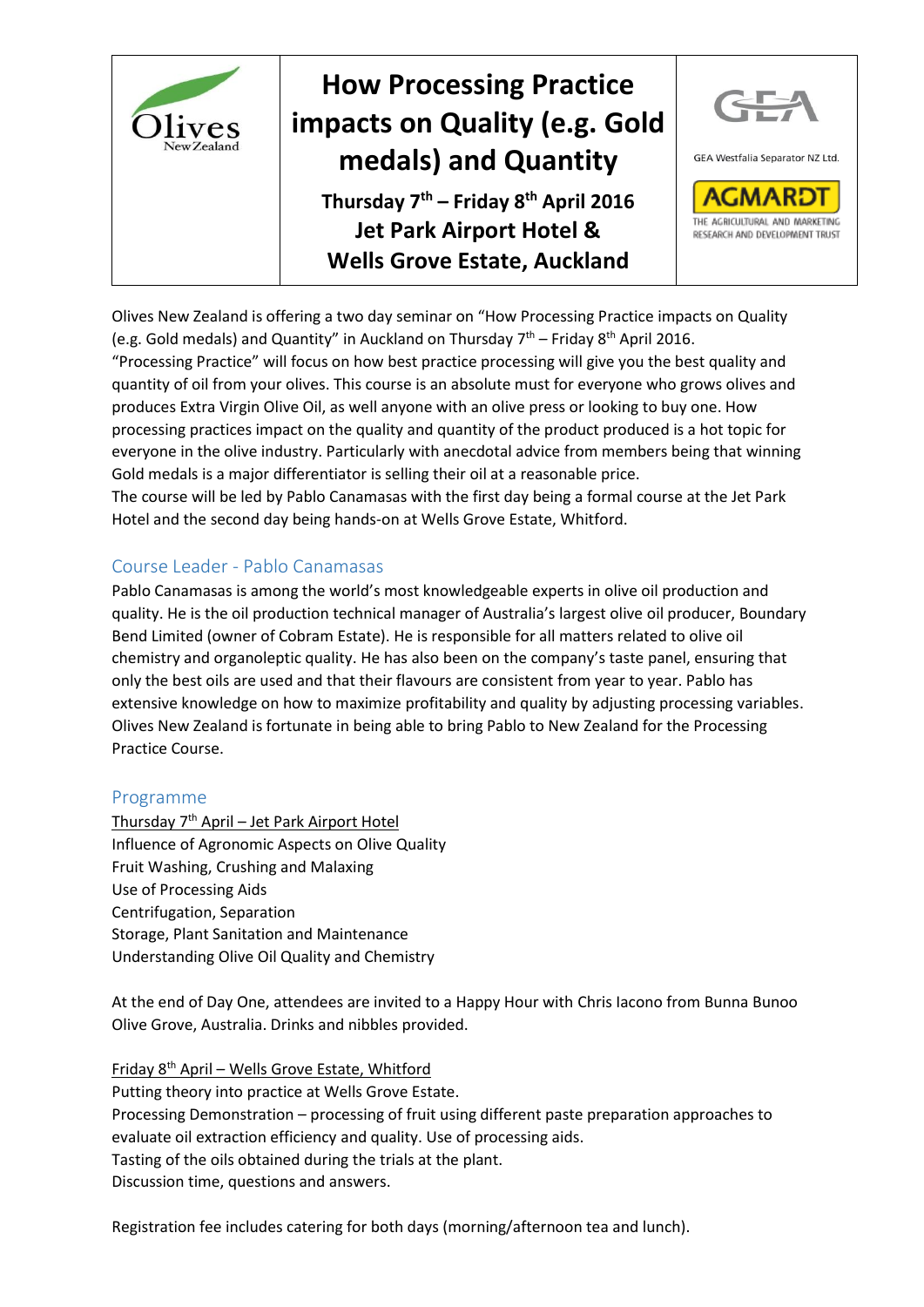| Olives New Zealand | **How Processing Practice impacts on Quality (e.g. Gold medals) and Quantity**<br>**Thursday 7th – Friday 8th April 2016**<br>**Jet Park Airport Hotel &**<br>**Wells Grove Estate, Auckland** | GEA<br>GEA Westfalia Separator NZ Ltd.<br>AGMARDT<br>THE AGRICULTURAL AND MARKETING RESEARCH AND DEVELOPMENT TRUST |
|---|---|---|

Olives New Zealand is offering a two day seminar on "How Processing Practice impacts on Quality (e.g. Gold medals) and Quantity" in Auckland on Thursday 7th – Friday 8th April 2016.
"Processing Practice" will focus on how best practice processing will give you the best quality and quantity of oil from your olives. This course is an absolute must for everyone who grows olives and produces Extra Virgin Olive Oil, as well anyone with an olive press or looking to buy one. How processing practices impact on the quality and quantity of the product produced is a hot topic for everyone in the olive industry. Particularly with anecdotal advice from members being that winning Gold medals is a major differentiator is selling their oil at a reasonable price.
The course will be led by Pablo Canamasas with the first day being a formal course at the Jet Park Hotel and the second day being hands-on at Wells Grove Estate, Whitford.

## Course Leader - Pablo Canamasas

Pablo Canamasas is among the world's most knowledgeable experts in olive oil production and quality. He is the oil production technical manager of Australia's largest olive oil producer, Boundary Bend Limited (owner of Cobram Estate). He is responsible for all matters related to olive oil chemistry and organoleptic quality. He has also been on the company's taste panel, ensuring that only the best oils are used and that their flavours are consistent from year to year. Pablo has extensive knowledge on how to maximize profitability and quality by adjusting processing variables. Olives New Zealand is fortunate in being able to bring Pablo to New Zealand for the Processing Practice Course.

## Programme

Thursday 7th April – Jet Park Airport Hotel
Influence of Agronomic Aspects on Olive Quality
Fruit Washing, Crushing and Malaxing
Use of Processing Aids
Centrifugation, Separation
Storage, Plant Sanitation and Maintenance
Understanding Olive Oil Quality and Chemistry

At the end of Day One, attendees are invited to a Happy Hour with Chris Iacono from Bunna Bunoo Olive Grove, Australia. Drinks and nibbles provided.

Friday 8th April – Wells Grove Estate, Whitford
Putting theory into practice at Wells Grove Estate.
Processing Demonstration – processing of fruit using different paste preparation approaches to evaluate oil extraction efficiency and quality. Use of processing aids.
Tasting of the oils obtained during the trials at the plant.
Discussion time, questions and answers.

Registration fee includes catering for both days (morning/afternoon tea and lunch).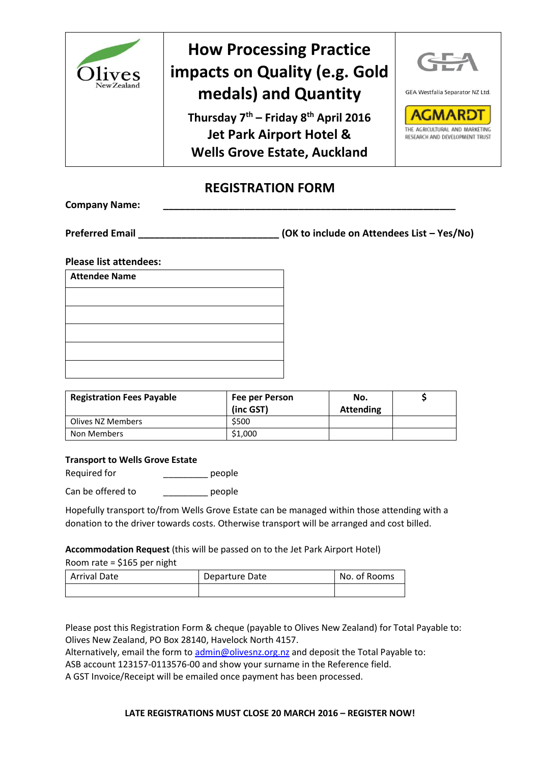Olives New Zealand

# How Processing Practice impacts on Quality (e.g. Gold medals) and Quantity

**Thursday 7th – Friday 8th April 2016**
**Jet Park Airport Hotel &**
**Wells Grove Estate, Auckland**

GEA

GEA Westfalia Separator NZ Ltd.

AGMARDT

THE AGRICULTURAL AND MARKETING RESEARCH AND DEVELOPMENT TRUST

## REGISTRATION FORM

**Company Name:** ______________________________________________________

**Preferred Email** __________________________ **(OK to include on Attendees List – Yes/No)**

**Please list attendees:**

| Attendee Name |
|---|
| |
| |
| |
| |
| |

| Registration Fees Payable | Fee per Person (inc GST) | No. Attending | $ |
|---|---|---|---|
| Olives NZ Members | $500 | | |
| Non Members | $1,000 | | |

**Transport to Wells Grove Estate**

Required for _________ people

Can be offered to _________ people

Hopefully transport to/from Wells Grove Estate can be managed within those attending with a donation to the driver towards costs. Otherwise transport will be arranged and cost billed.

**Accommodation Request** (this will be passed on to the Jet Park Airport Hotel)
Room rate = $165 per night

| Arrival Date | Departure Date | No. of Rooms |
|---|---|---|
| | | |

Please post this Registration Form & cheque (payable to Olives New Zealand) for Total Payable to:
Olives New Zealand, PO Box 28140, Havelock North 4157.
Alternatively, email the form to admin@olivesnz.org.nz and deposit the Total Payable to:
ASB account 123157-0113576-00 and show your surname in the Reference field.
A GST Invoice/Receipt will be emailed once payment has been processed.

**LATE REGISTRATIONS MUST CLOSE 20 MARCH 2016 – REGISTER NOW!**